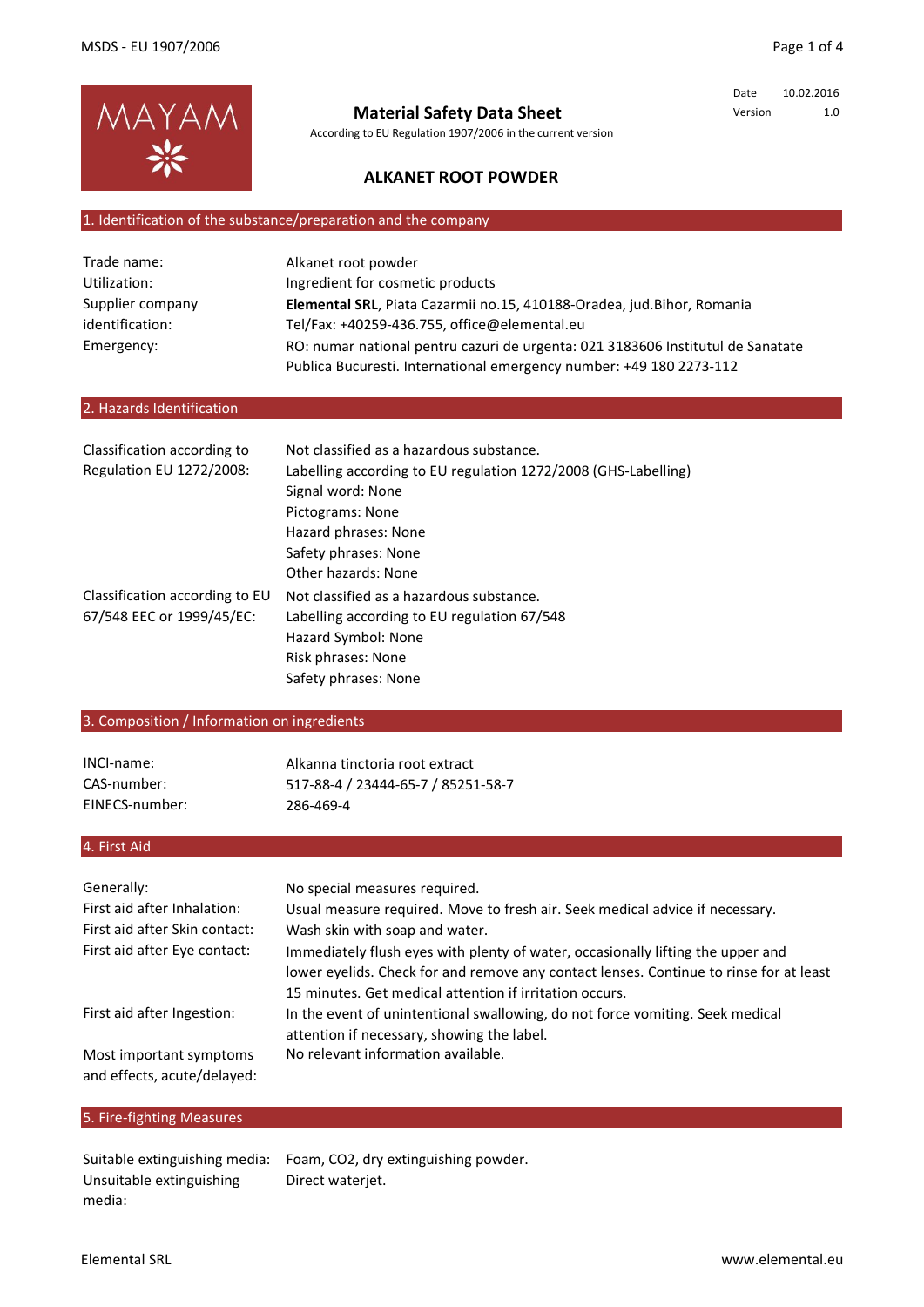MAYAM

# Material Safety Data Sheet

According to EU Regulation 1907/2006 in the current version

| | |
|---|---|
| Date | 10.02.2016 |
| Version | 1.0 |

## ALKANET ROOT POWDER

### 1. Identification of the substance/preparation and the company

| | |
|---|---|
| Trade name: | Alkanet root powder |
| Utilization: | Ingredient for cosmetic products |
| Supplier company identification: | **Elemental SRL**, Piata Cazarmii no.15, 410188-Oradea, jud.Bihor, Romania<br>Tel/Fax: +40259-436.755, office@elemental.eu |
| Emergency: | RO: numar national pentru cazuri de urgenta: 021 3183606 Institutul de Sanatate Publica Bucuresti. International emergency number: +49 180 2273-112 |

### 2. Hazards Identification

| | |
|---|---|
| Classification according to Regulation EU 1272/2008: | Not classified as a hazardous substance.<br>Labelling according to EU regulation 1272/2008 (GHS-Labelling)<br>Signal word: None<br>Pictograms: None<br>Hazard phrases: None<br>Safety phrases: None<br>Other hazards: None |
| Classification according to EU 67/548 EEC or 1999/45/EC: | Not classified as a hazardous substance.<br>Labelling according to EU regulation 67/548<br>Hazard Symbol: None<br>Risk phrases: None<br>Safety phrases: None |

### 3. Composition / Information on ingredients

| | |
|---|---|
| INCI-name: | Alkanna tinctoria root extract |
| CAS-number: | 517-88-4 / 23444-65-7 / 85251-58-7 |
| EINECS-number: | 286-469-4 |

### 4. First Aid

| | |
|---|---|
| Generally: | No special measures required. |
| First aid after Inhalation: | Usual measure required. Move to fresh air. Seek medical advice if necessary. |
| First aid after Skin contact: | Wash skin with soap and water. |
| First aid after Eye contact: | Immediately flush eyes with plenty of water, occasionally lifting the upper and lower eyelids. Check for and remove any contact lenses. Continue to rinse for at least 15 minutes. Get medical attention if irritation occurs. |
| First aid after Ingestion: | In the event of unintentional swallowing, do not force vomiting. Seek medical attention if necessary, showing the label. |
| Most important symptoms and effects, acute/delayed: | No relevant information available. |

### 5. Fire-fighting Measures

| | |
|---|---|
| Suitable extinguishing media: | Foam, $CO_2$, dry extinguishing powder. |
| Unsuitable extinguishing media: | Direct waterjet. |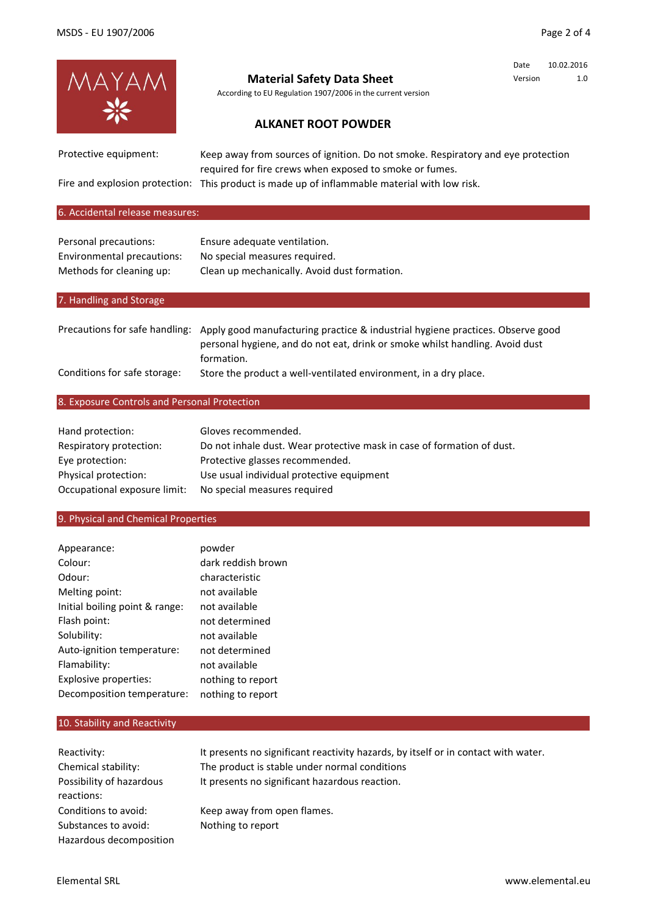**Material Safety Data Sheet**

According to EU Regulation 1907/2006 in the current version

| Date | 10.02.2016 |
|---|---|
| Version | 1.0 |

## ALKANET ROOT POWDER

| | |
|---|---|
| Protective equipment: | Keep away from sources of ignition. Do not smoke. Respiratory and eye protection required for fire crews when exposed to smoke or fumes. |
| Fire and explosion protection: | This product is made up of inflammable material with low risk. |

## 6. Accidental release measures:

| | |
|---|---|
| Personal precautions: | Ensure adequate ventilation. |
| Environmental precautions: | No special measures required. |
| Methods for cleaning up: | Clean up mechanically. Avoid dust formation. |

## 7. Handling and Storage

| | |
|---|---|
| Precautions for safe handling: | Apply good manufacturing practice & industrial hygiene practices. Observe good personal hygiene, and do not eat, drink or smoke whilst handling. Avoid dust formation. |
| Conditions for safe storage: | Store the product a well-ventilated environment, in a dry place. |

## 8. Exposure Controls and Personal Protection

| | |
|---|---|
| Hand protection: | Gloves recommended. |
| Respiratory protection: | Do not inhale dust. Wear protective mask in case of formation of dust. |
| Eye protection: | Protective glasses recommended. |
| Physical protection: | Use usual individual protective equipment |
| Occupational exposure limit: | No special measures required |

## 9. Physical and Chemical Properties

| | |
|---|---|
| Appearance: | powder |
| Colour: | dark reddish brown |
| Odour: | characteristic |
| Melting point: | not available |
| Initial boiling point & range: | not available |
| Flash point: | not determined |
| Solubility: | not available |
| Auto-ignition temperature: | not determined |
| Flamability: | not available |
| Explosive properties: | nothing to report |
| Decomposition temperature: | nothing to report |

## 10. Stability and Reactivity

| | |
|---|---|
| Reactivity: | It presents no significant reactivity hazards, by itself or in contact with water. |
| Chemical stability: | The product is stable under normal conditions |
| Possibility of hazardous reactions: | It presents no significant hazardous reaction. |
| Conditions to avoid: | Keep away from open flames. |
| Substances to avoid: | Nothing to report |
| Hazardous decomposition | |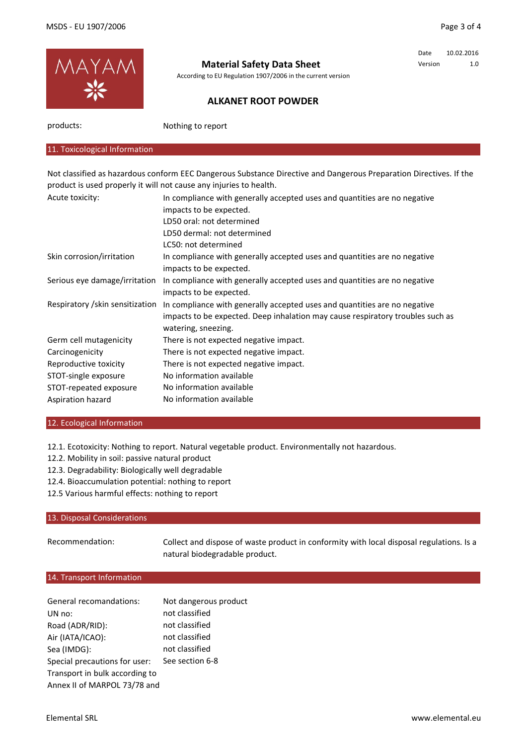| | |
|---|---|
| products: | Nothing to report |

## 11. Toxicological Information

Not classified as hazardous conform EEC Dangerous Substance Directive and Dangerous Preparation Directives. If the product is used properly it will not cause any injuries to health.

| | |
|---|---|
| Acute toxicity: | In compliance with generally accepted uses and quantities are no negative impacts to be expected.<br>LD50 oral: not determined<br>LD50 dermal: not determined<br>LC50: not determined |
| Skin corrosion/irritation | In compliance with generally accepted uses and quantities are no negative impacts to be expected. |
| Serious eye damage/irritation | In compliance with generally accepted uses and quantities are no negative impacts to be expected. |
| Respiratory /skin sensitization | In compliance with generally accepted uses and quantities are no negative impacts to be expected. Deep inhalation may cause respiratory troubles such as watering, sneezing. |
| Germ cell mutagenicity | There is not expected negative impact. |
| Carcinogenicity | There is not expected negative impact. |
| Reproductive toxicity | There is not expected negative impact. |
| STOT-single exposure | No information available |
| STOT-repeated exposure | No information available |
| Aspiration hazard | No information available |

## 12. Ecological Information

12.1. Ecotoxicity: Nothing to report. Natural vegetable product. Environmentally not hazardous.
12.2. Mobility in soil: passive natural product
12.3. Degradability: Biologically well degradable
12.4. Bioaccumulation potential: nothing to report
12.5 Various harmful effects: nothing to report

## 13. Disposal Considerations

| | |
|---|---|
| Recommendation: | Collect and dispose of waste product in conformity with local disposal regulations. Is a natural biodegradable product. |

## 14. Transport Information

| | |
|---|---|
| General recomandations: | Not dangerous product |
| UN no: | not classified |
| Road (ADR/RID): | not classified |
| Air (IATA/ICAO): | not classified |
| Sea (IMDG): | not classified |
| Special precautions for user: | See section 6-8 |
| Transport in bulk according to Annex II of MARPOL 73/78 and | |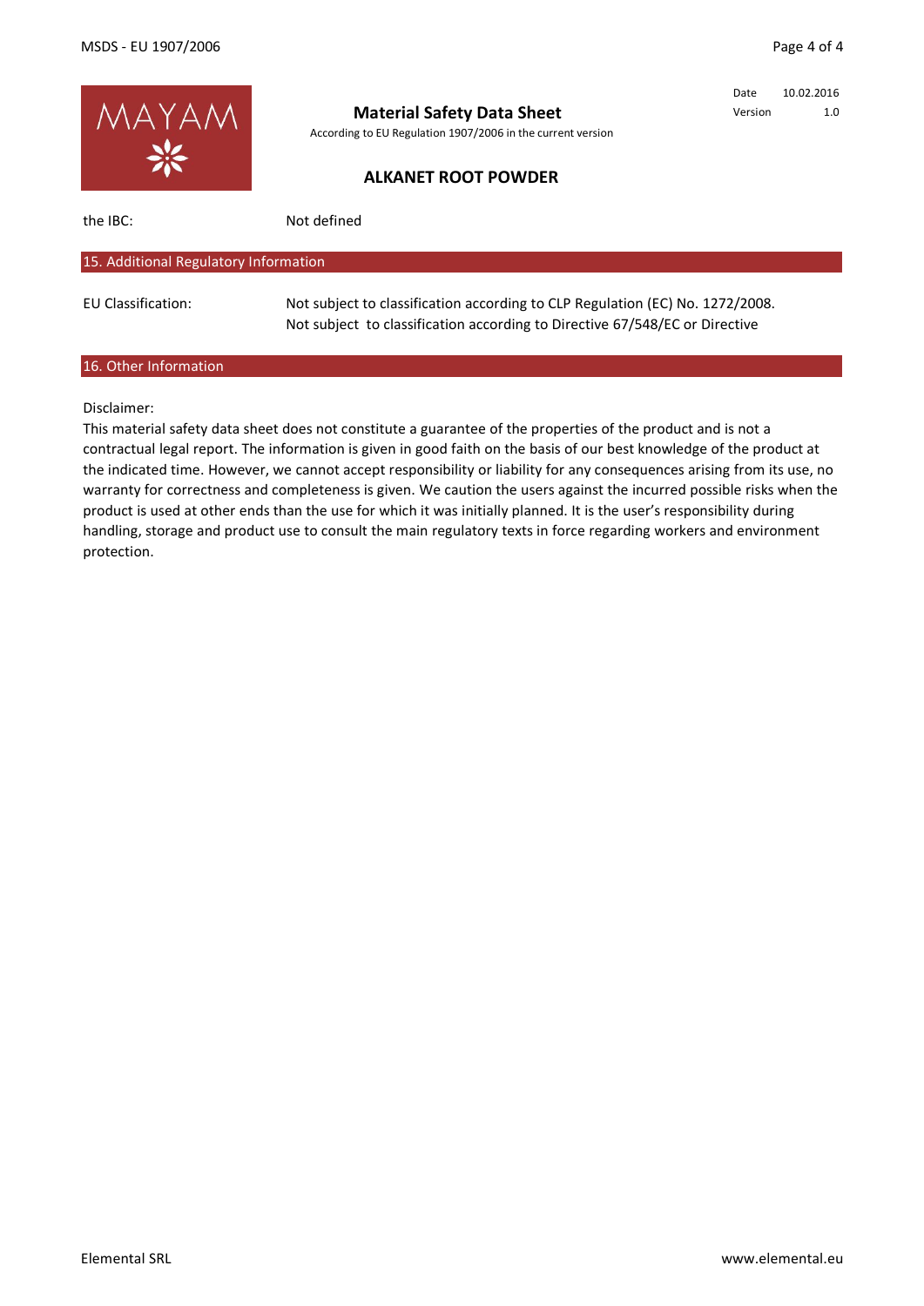| | |
|---|---|
| the IBC: | Not defined |

## 15. Additional Regulatory Information

| | |
|---|---|
| EU Classification: | Not subject to classification according to CLP Regulation (EC) No. 1272/2008. Not subject to classification according to Directive 67/548/EC or Directive |

## 16. Other Information

Disclaimer:
This material safety data sheet does not constitute a guarantee of the properties of the product and is not a contractual legal report. The information is given in good faith on the basis of our best knowledge of the product at the indicated time. However, we cannot accept responsibility or liability for any consequences arising from its use, no warranty for correctness and completeness is given. We caution the users against the incurred possible risks when the product is used at other ends than the use for which it was initially planned. It is the user's responsibility during handling, storage and product use to consult the main regulatory texts in force regarding workers and environment protection.